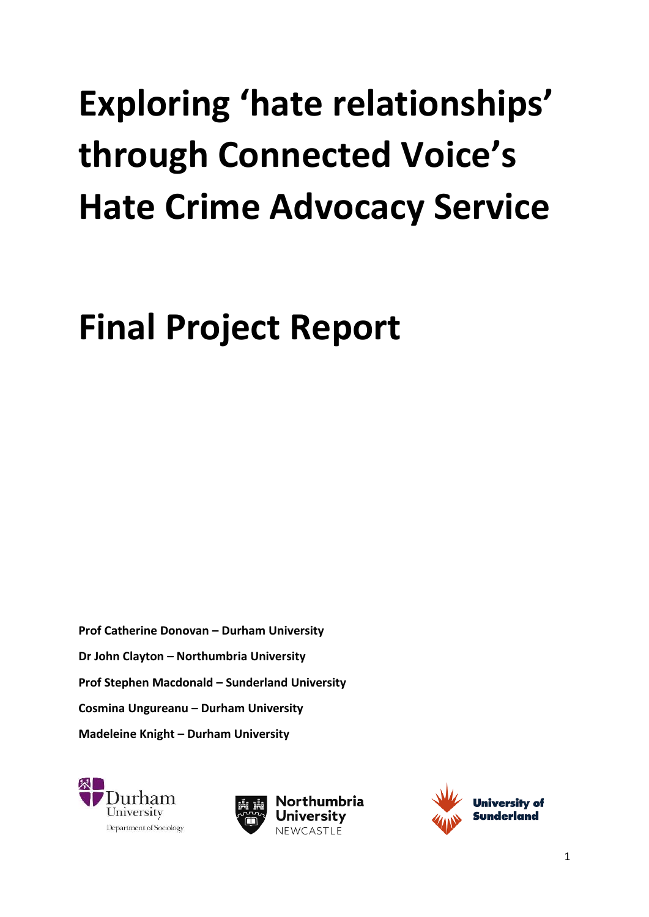# Exploring 'hate relationships' through Connected Voice's Hate Crime Advocacy Service

# Final Project Report

**Prof Catherine Donovan – Durham University**

**Dr John Clayton – Northumbria University**

**Prof Stephen Macdonald – Sunderland University**

**Cosmina Ungureanu – Durham University**

**Madeleine Knight – Durham University**

Durham University Department of Sociology

Northumbria University NEWCASTLE

University of Sunderland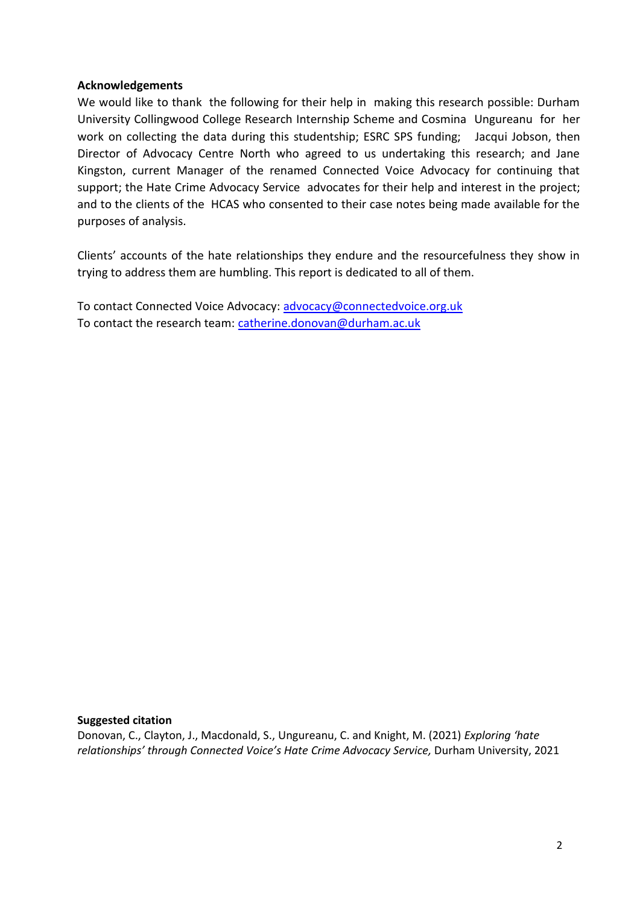**Acknowledgements**

We would like to thank the following for their help in making this research possible: Durham University Collingwood College Research Internship Scheme and Cosmina Ungureanu for her work on collecting the data during this studentship; ESRC SPS funding; Jacqui Jobson, then Director of Advocacy Centre North who agreed to us undertaking this research; and Jane Kingston, current Manager of the renamed Connected Voice Advocacy for continuing that support; the Hate Crime Advocacy Service advocates for their help and interest in the project; and to the clients of the HCAS who consented to their case notes being made available for the purposes of analysis.

Clients' accounts of the hate relationships they endure and the resourcefulness they show in trying to address them are humbling. This report is dedicated to all of them.

To contact Connected Voice Advocacy: [advocacy@connectedvoice.org.uk](mailto:advocacy@connectedvoice.org.uk)
To contact the research team: [catherine.donovan@durham.ac.uk](mailto:catherine.donovan@durham.ac.uk)

**Suggested citation**

Donovan, C., Clayton, J., Macdonald, S., Ungureanu, C. and Knight, M. (2021) *Exploring 'hate relationships' through Connected Voice's Hate Crime Advocacy Service,* Durham University, 2021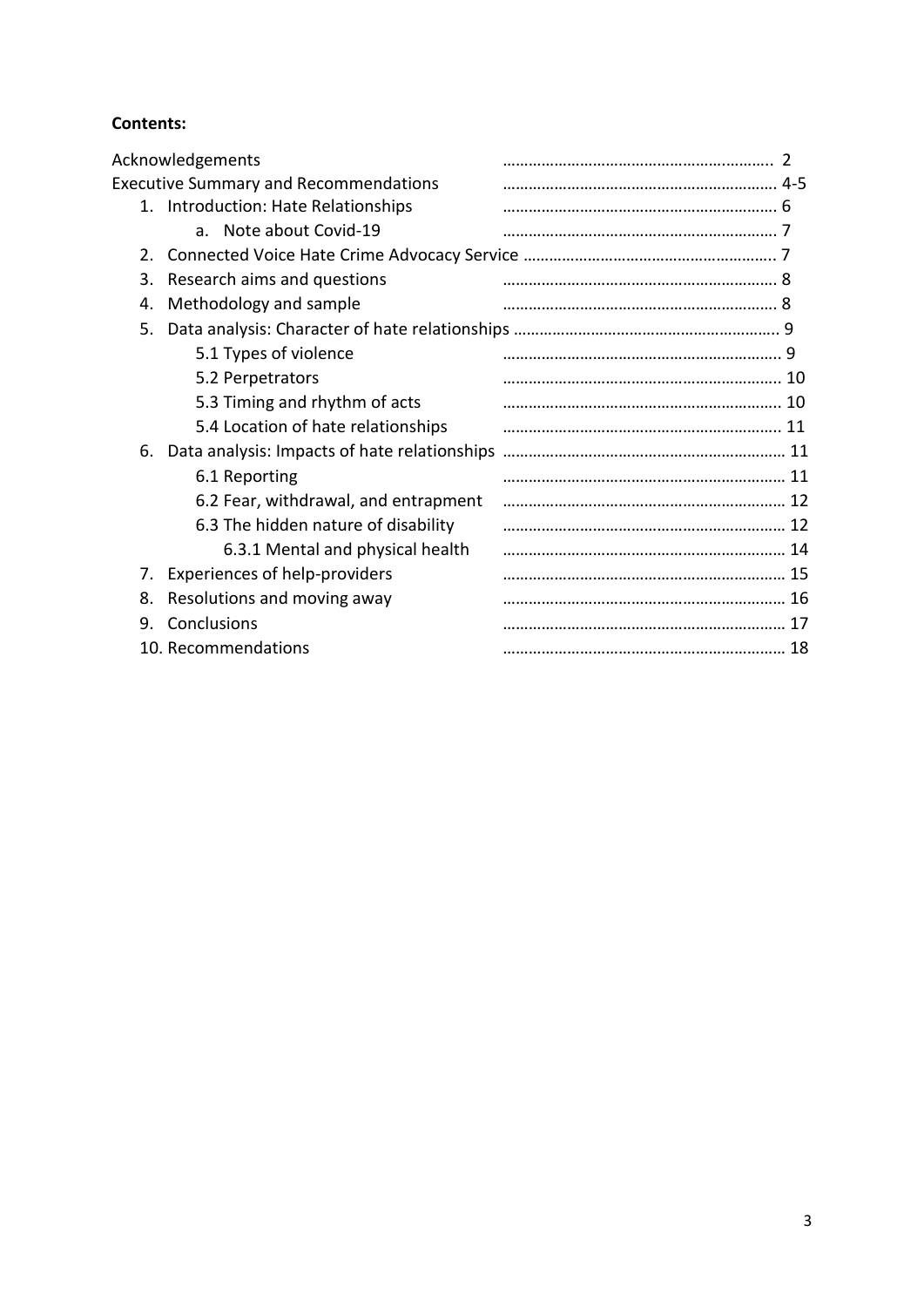**Contents:**

| | |
|---|---|
| Acknowledgements | 2 |
| Executive Summary and Recommendations | 4-5 |
| 1. Introduction: Hate Relationships | 6 |
| a. Note about Covid-19 | 7 |
| 2. Connected Voice Hate Crime Advocacy Service | 7 |
| 3. Research aims and questions | 8 |
| 4. Methodology and sample | 8 |
| 5. Data analysis: Character of hate relationships | 9 |
| 5.1 Types of violence | 9 |
| 5.2 Perpetrators | 10 |
| 5.3 Timing and rhythm of acts | 10 |
| 5.4 Location of hate relationships | 11 |
| 6. Data analysis: Impacts of hate relationships | 11 |
| 6.1 Reporting | 11 |
| 6.2 Fear, withdrawal, and entrapment | 12 |
| 6.3 The hidden nature of disability | 12 |
| 6.3.1 Mental and physical health | 14 |
| 7. Experiences of help-providers | 15 |
| 8. Resolutions and moving away | 16 |
| 9. Conclusions | 17 |
| 10. Recommendations | 18 |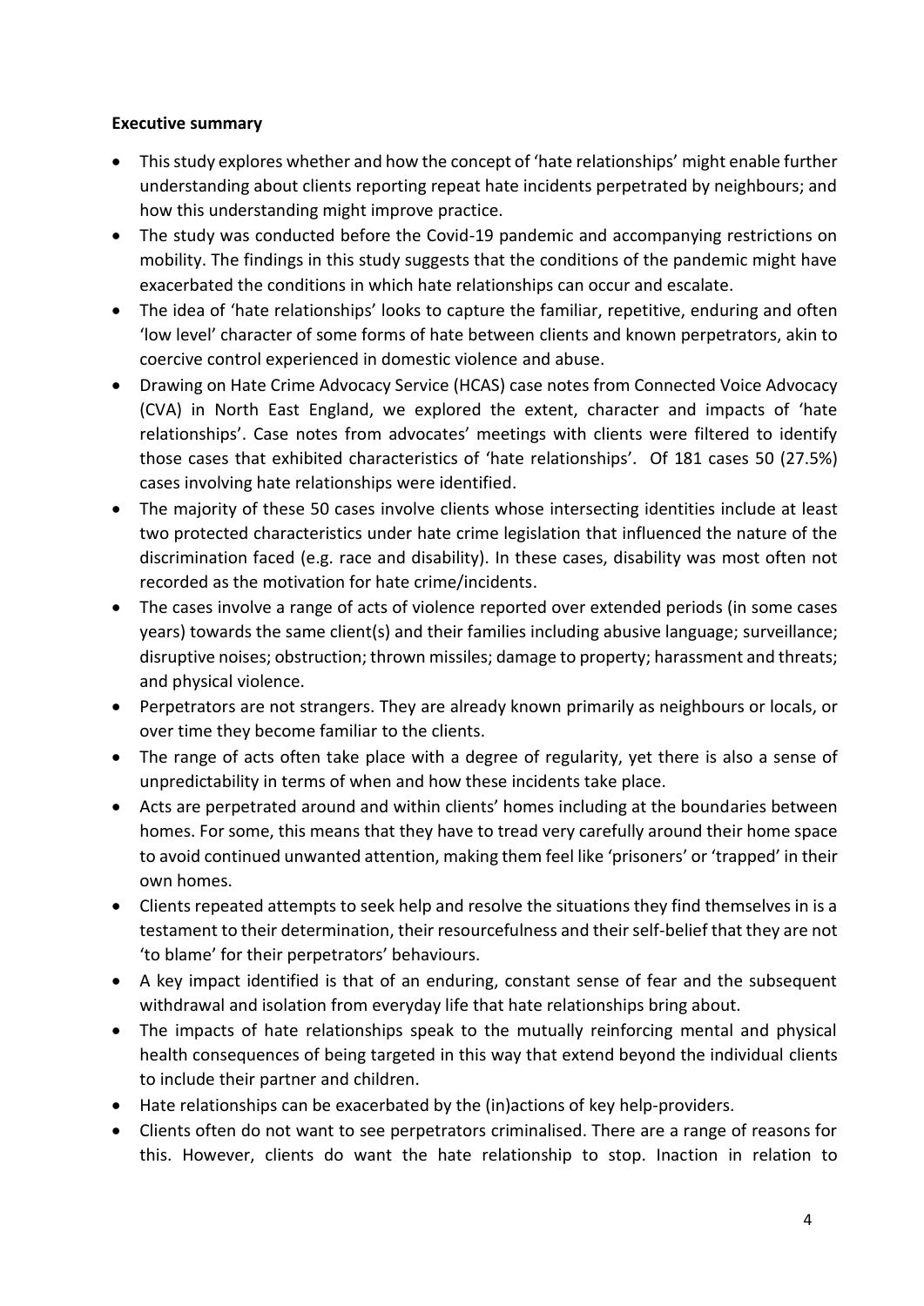**Executive summary**

- This study explores whether and how the concept of 'hate relationships' might enable further understanding about clients reporting repeat hate incidents perpetrated by neighbours; and how this understanding might improve practice.
- The study was conducted before the Covid-19 pandemic and accompanying restrictions on mobility. The findings in this study suggests that the conditions of the pandemic might have exacerbated the conditions in which hate relationships can occur and escalate.
- The idea of 'hate relationships' looks to capture the familiar, repetitive, enduring and often 'low level' character of some forms of hate between clients and known perpetrators, akin to coercive control experienced in domestic violence and abuse.
- Drawing on Hate Crime Advocacy Service (HCAS) case notes from Connected Voice Advocacy (CVA) in North East England, we explored the extent, character and impacts of 'hate relationships'. Case notes from advocates' meetings with clients were filtered to identify those cases that exhibited characteristics of 'hate relationships'. Of 181 cases 50 (27.5%) cases involving hate relationships were identified.
- The majority of these 50 cases involve clients whose intersecting identities include at least two protected characteristics under hate crime legislation that influenced the nature of the discrimination faced (e.g. race and disability). In these cases, disability was most often not recorded as the motivation for hate crime/incidents.
- The cases involve a range of acts of violence reported over extended periods (in some cases years) towards the same client(s) and their families including abusive language; surveillance; disruptive noises; obstruction; thrown missiles; damage to property; harassment and threats; and physical violence.
- Perpetrators are not strangers. They are already known primarily as neighbours or locals, or over time they become familiar to the clients.
- The range of acts often take place with a degree of regularity, yet there is also a sense of unpredictability in terms of when and how these incidents take place.
- Acts are perpetrated around and within clients' homes including at the boundaries between homes. For some, this means that they have to tread very carefully around their home space to avoid continued unwanted attention, making them feel like 'prisoners' or 'trapped' in their own homes.
- Clients repeated attempts to seek help and resolve the situations they find themselves in is a testament to their determination, their resourcefulness and their self-belief that they are not 'to blame' for their perpetrators' behaviours.
- A key impact identified is that of an enduring, constant sense of fear and the subsequent withdrawal and isolation from everyday life that hate relationships bring about.
- The impacts of hate relationships speak to the mutually reinforcing mental and physical health consequences of being targeted in this way that extend beyond the individual clients to include their partner and children.
- Hate relationships can be exacerbated by the (in)actions of key help-providers.
- Clients often do not want to see perpetrators criminalised. There are a range of reasons for this. However, clients do want the hate relationship to stop. Inaction in relation to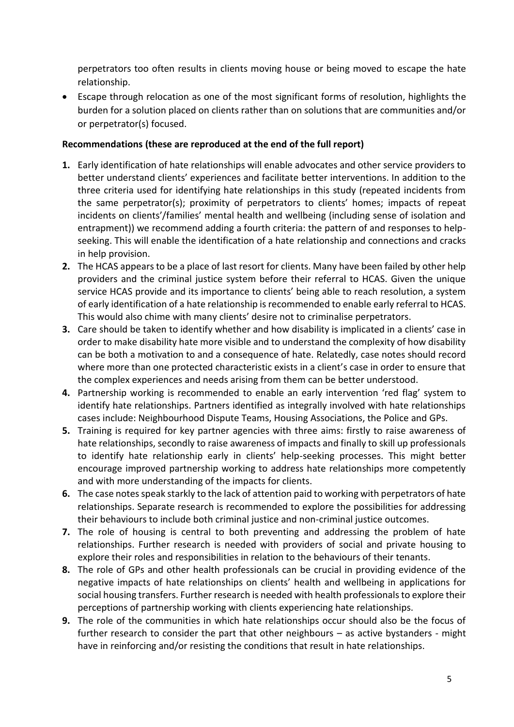perpetrators too often results in clients moving house or being moved to escape the hate relationship.

- Escape through relocation as one of the most significant forms of resolution, highlights the burden for a solution placed on clients rather than on solutions that are communities and/or or perpetrator(s) focused.

**Recommendations (these are reproduced at the end of the full report)**

1. Early identification of hate relationships will enable advocates and other service providers to better understand clients' experiences and facilitate better interventions. In addition to the three criteria used for identifying hate relationships in this study (repeated incidents from the same perpetrator(s); proximity of perpetrators to clients' homes; impacts of repeat incidents on clients'/families' mental health and wellbeing (including sense of isolation and entrapment)) we recommend adding a fourth criteria: the pattern of and responses to help-seeking. This will enable the identification of a hate relationship and connections and cracks in help provision.
2. The HCAS appears to be a place of last resort for clients. Many have been failed by other help providers and the criminal justice system before their referral to HCAS. Given the unique service HCAS provide and its importance to clients' being able to reach resolution, a system of early identification of a hate relationship is recommended to enable early referral to HCAS. This would also chime with many clients' desire not to criminalise perpetrators.
3. Care should be taken to identify whether and how disability is implicated in a clients' case in order to make disability hate more visible and to understand the complexity of how disability can be both a motivation to and a consequence of hate. Relatedly, case notes should record where more than one protected characteristic exists in a client's case in order to ensure that the complex experiences and needs arising from them can be better understood.
4. Partnership working is recommended to enable an early intervention 'red flag' system to identify hate relationships. Partners identified as integrally involved with hate relationships cases include: Neighbourhood Dispute Teams, Housing Associations, the Police and GPs.
5. Training is required for key partner agencies with three aims: firstly to raise awareness of hate relationships, secondly to raise awareness of impacts and finally to skill up professionals to identify hate relationship early in clients' help-seeking processes. This might better encourage improved partnership working to address hate relationships more competently and with more understanding of the impacts for clients.
6. The case notes speak starkly to the lack of attention paid to working with perpetrators of hate relationships. Separate research is recommended to explore the possibilities for addressing their behaviours to include both criminal justice and non-criminal justice outcomes.
7. The role of housing is central to both preventing and addressing the problem of hate relationships. Further research is needed with providers of social and private housing to explore their roles and responsibilities in relation to the behaviours of their tenants.
8. The role of GPs and other health professionals can be crucial in providing evidence of the negative impacts of hate relationships on clients' health and wellbeing in applications for social housing transfers. Further research is needed with health professionals to explore their perceptions of partnership working with clients experiencing hate relationships.
9. The role of the communities in which hate relationships occur should also be the focus of further research to consider the part that other neighbours – as active bystanders - might have in reinforcing and/or resisting the conditions that result in hate relationships.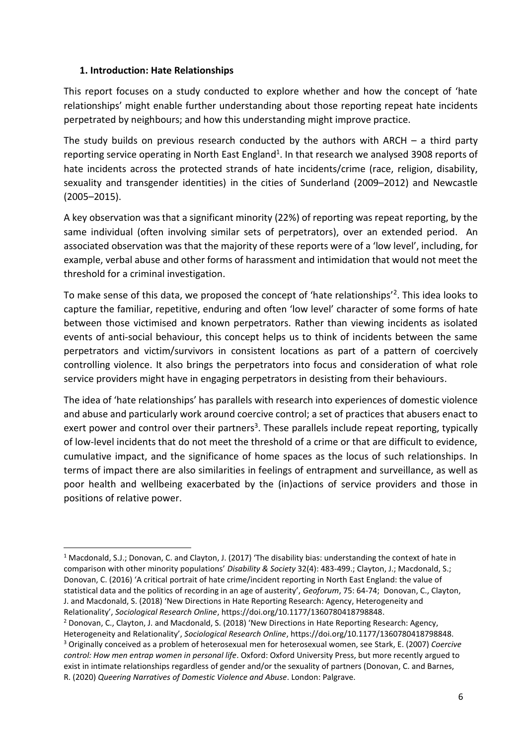## 1. Introduction: Hate Relationships

This report focuses on a study conducted to explore whether and how the concept of 'hate relationships' might enable further understanding about those reporting repeat hate incidents perpetrated by neighbours; and how this understanding might improve practice.

The study builds on previous research conducted by the authors with ARCH – a third party reporting service operating in North East England[1]. In that research we analysed 3908 reports of hate incidents across the protected strands of hate incidents/crime (race, religion, disability, sexuality and transgender identities) in the cities of Sunderland (2009–2012) and Newcastle (2005–2015).

A key observation was that a significant minority (22%) of reporting was repeat reporting, by the same individual (often involving similar sets of perpetrators), over an extended period. An associated observation was that the majority of these reports were of a 'low level', including, for example, verbal abuse and other forms of harassment and intimidation that would not meet the threshold for a criminal investigation.

To make sense of this data, we proposed the concept of 'hate relationships'[2]. This idea looks to capture the familiar, repetitive, enduring and often 'low level' character of some forms of hate between those victimised and known perpetrators. Rather than viewing incidents as isolated events of anti-social behaviour, this concept helps us to think of incidents between the same perpetrators and victim/survivors in consistent locations as part of a pattern of coercively controlling violence. It also brings the perpetrators into focus and consideration of what role service providers might have in engaging perpetrators in desisting from their behaviours.

The idea of 'hate relationships' has parallels with research into experiences of domestic violence and abuse and particularly work around coercive control; a set of practices that abusers enact to exert power and control over their partners[3]. These parallels include repeat reporting, typically of low-level incidents that do not meet the threshold of a crime or that are difficult to evidence, cumulative impact, and the significance of home spaces as the locus of such relationships. In terms of impact there are also similarities in feelings of entrapment and surveillance, as well as poor health and wellbeing exacerbated by the (in)actions of service providers and those in positions of relative power.

---

[1] Macdonald, S.J.; Donovan, C. and Clayton, J. (2017) 'The disability bias: understanding the context of hate in comparison with other minority populations' *Disability & Society* 32(4): 483-499.; Clayton, J.; Macdonald, S.; Donovan, C. (2016) 'A critical portrait of hate crime/incident reporting in North East England: the value of statistical data and the politics of recording in an age of austerity', *Geoforum*, 75: 64-74; Donovan, C., Clayton, J. and Macdonald, S. (2018) 'New Directions in Hate Reporting Research: Agency, Heterogeneity and Relationality', *Sociological Research Online*, https://doi.org/10.1177/1360780418798848.

[2] Donovan, C., Clayton, J. and Macdonald, S. (2018) 'New Directions in Hate Reporting Research: Agency, Heterogeneity and Relationality', *Sociological Research Online*, https://doi.org/10.1177/1360780418798848.

[3] Originally conceived as a problem of heterosexual men for heterosexual women, see Stark, E. (2007) *Coercive control: How men entrap women in personal life*. Oxford: Oxford University Press, but more recently argued to exist in intimate relationships regardless of gender and/or the sexuality of partners (Donovan, C. and Barnes, R. (2020) *Queering Narratives of Domestic Violence and Abuse*. London: Palgrave.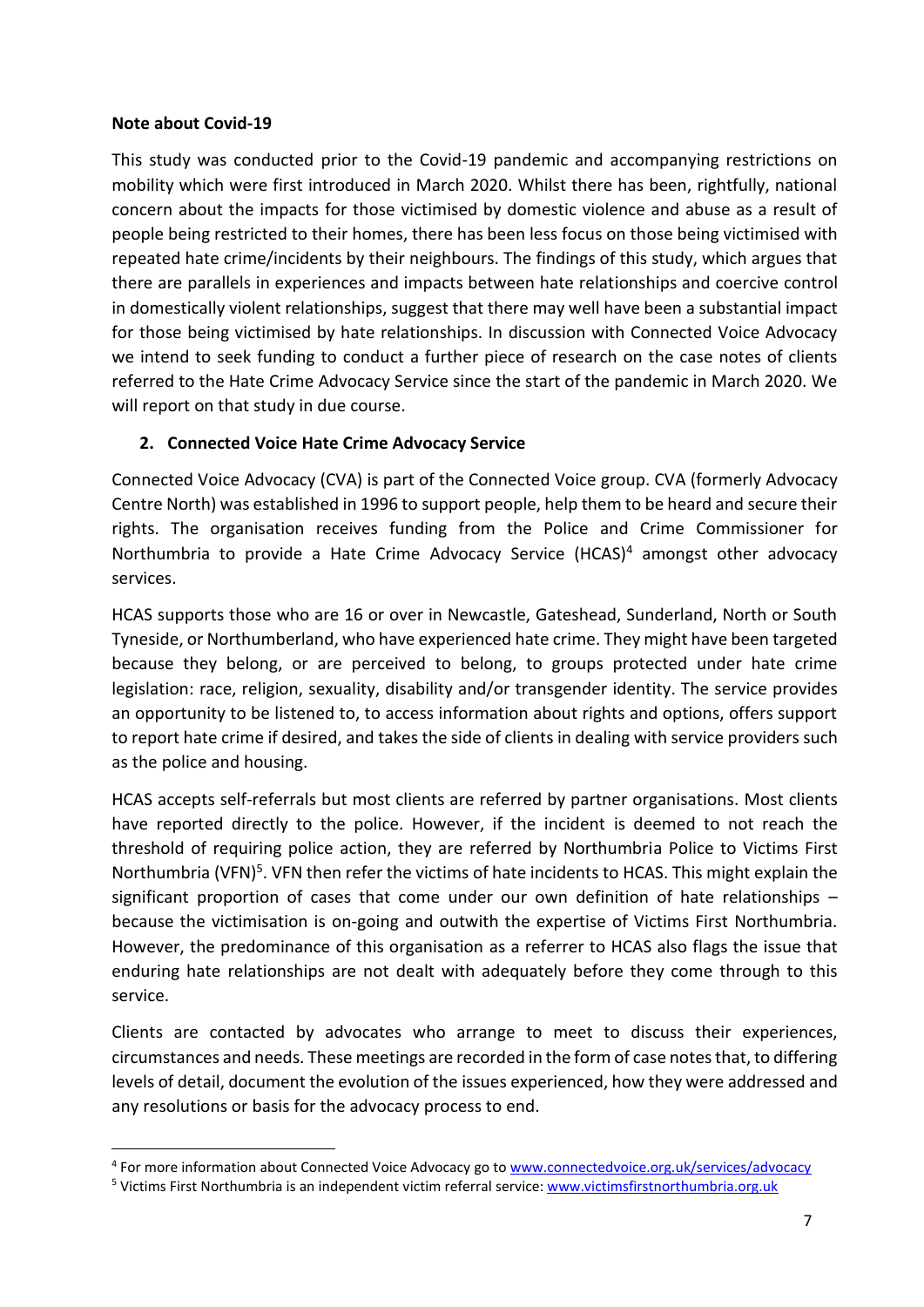**Note about Covid-19**

This study was conducted prior to the Covid-19 pandemic and accompanying restrictions on mobility which were first introduced in March 2020. Whilst there has been, rightfully, national concern about the impacts for those victimised by domestic violence and abuse as a result of people being restricted to their homes, there has been less focus on those being victimised with repeated hate crime/incidents by their neighbours. The findings of this study, which argues that there are parallels in experiences and impacts between hate relationships and coercive control in domestically violent relationships, suggest that there may well have been a substantial impact for those being victimised by hate relationships. In discussion with Connected Voice Advocacy we intend to seek funding to conduct a further piece of research on the case notes of clients referred to the Hate Crime Advocacy Service since the start of the pandemic in March 2020. We will report on that study in due course.

## 2. Connected Voice Hate Crime Advocacy Service

Connected Voice Advocacy (CVA) is part of the Connected Voice group. CVA (formerly Advocacy Centre North) was established in 1996 to support people, help them to be heard and secure their rights. The organisation receives funding from the Police and Crime Commissioner for Northumbria to provide a Hate Crime Advocacy Service (HCAS)[4] amongst other advocacy services.

HCAS supports those who are 16 or over in Newcastle, Gateshead, Sunderland, North or South Tyneside, or Northumberland, who have experienced hate crime. They might have been targeted because they belong, or are perceived to belong, to groups protected under hate crime legislation: race, religion, sexuality, disability and/or transgender identity. The service provides an opportunity to be listened to, to access information about rights and options, offers support to report hate crime if desired, and takes the side of clients in dealing with service providers such as the police and housing.

HCAS accepts self-referrals but most clients are referred by partner organisations. Most clients have reported directly to the police. However, if the incident is deemed to not reach the threshold of requiring police action, they are referred by Northumbria Police to Victims First Northumbria (VFN)[5]. VFN then refer the victims of hate incidents to HCAS. This might explain the significant proportion of cases that come under our own definition of hate relationships – because the victimisation is on-going and outwith the expertise of Victims First Northumbria. However, the predominance of this organisation as a referrer to HCAS also flags the issue that enduring hate relationships are not dealt with adequately before they come through to this service.

Clients are contacted by advocates who arrange to meet to discuss their experiences, circumstances and needs. These meetings are recorded in the form of case notes that, to differing levels of detail, document the evolution of the issues experienced, how they were addressed and any resolutions or basis for the advocacy process to end.

---

[4] For more information about Connected Voice Advocacy go to www.connectedvoice.org.uk/services/advocacy

[5] Victims First Northumbria is an independent victim referral service: www.victimsfirstnorthumbria.org.uk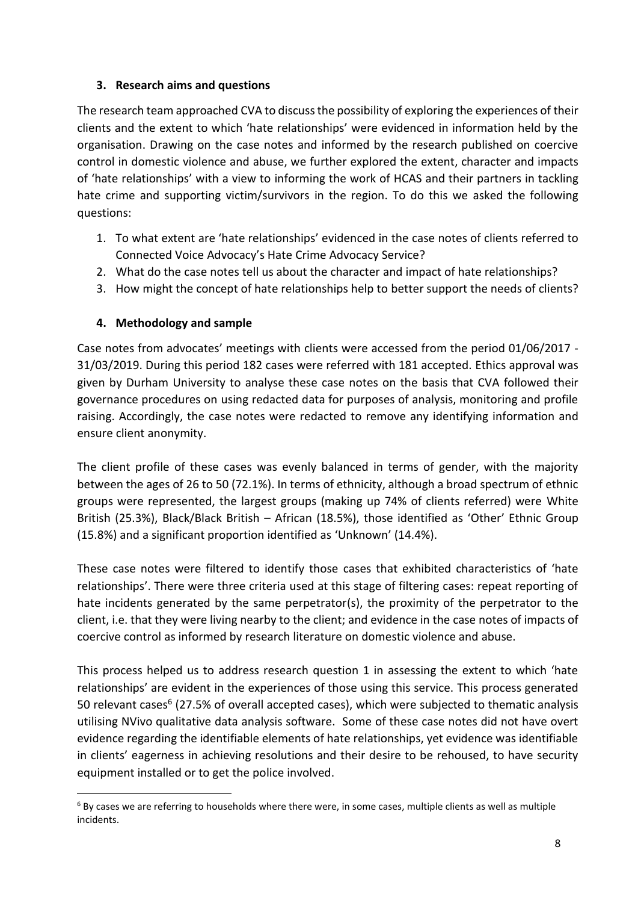## 3. Research aims and questions

The research team approached CVA to discuss the possibility of exploring the experiences of their clients and the extent to which 'hate relationships' were evidenced in information held by the organisation. Drawing on the case notes and informed by the research published on coercive control in domestic violence and abuse, we further explored the extent, character and impacts of 'hate relationships' with a view to informing the work of HCAS and their partners in tackling hate crime and supporting victim/survivors in the region. To do this we asked the following questions:

1. To what extent are 'hate relationships' evidenced in the case notes of clients referred to Connected Voice Advocacy's Hate Crime Advocacy Service?
2. What do the case notes tell us about the character and impact of hate relationships?
3. How might the concept of hate relationships help to better support the needs of clients?

## 4. Methodology and sample

Case notes from advocates' meetings with clients were accessed from the period 01/06/2017 - 31/03/2019. During this period 182 cases were referred with 181 accepted. Ethics approval was given by Durham University to analyse these case notes on the basis that CVA followed their governance procedures on using redacted data for purposes of analysis, monitoring and profile raising. Accordingly, the case notes were redacted to remove any identifying information and ensure client anonymity.

The client profile of these cases was evenly balanced in terms of gender, with the majority between the ages of 26 to 50 (72.1%). In terms of ethnicity, although a broad spectrum of ethnic groups were represented, the largest groups (making up 74% of clients referred) were White British (25.3%), Black/Black British – African (18.5%), those identified as 'Other' Ethnic Group (15.8%) and a significant proportion identified as 'Unknown' (14.4%).

These case notes were filtered to identify those cases that exhibited characteristics of 'hate relationships'. There were three criteria used at this stage of filtering cases: repeat reporting of hate incidents generated by the same perpetrator(s), the proximity of the perpetrator to the client, i.e. that they were living nearby to the client; and evidence in the case notes of impacts of coercive control as informed by research literature on domestic violence and abuse.

This process helped us to address research question 1 in assessing the extent to which 'hate relationships' are evident in the experiences of those using this service. This process generated 50 relevant cases[6] (27.5% of overall accepted cases), which were subjected to thematic analysis utilising NVivo qualitative data analysis software. Some of these case notes did not have overt evidence regarding the identifiable elements of hate relationships, yet evidence was identifiable in clients' eagerness in achieving resolutions and their desire to be rehoused, to have security equipment installed or to get the police involved.

[6] By cases we are referring to households where there were, in some cases, multiple clients as well as multiple incidents.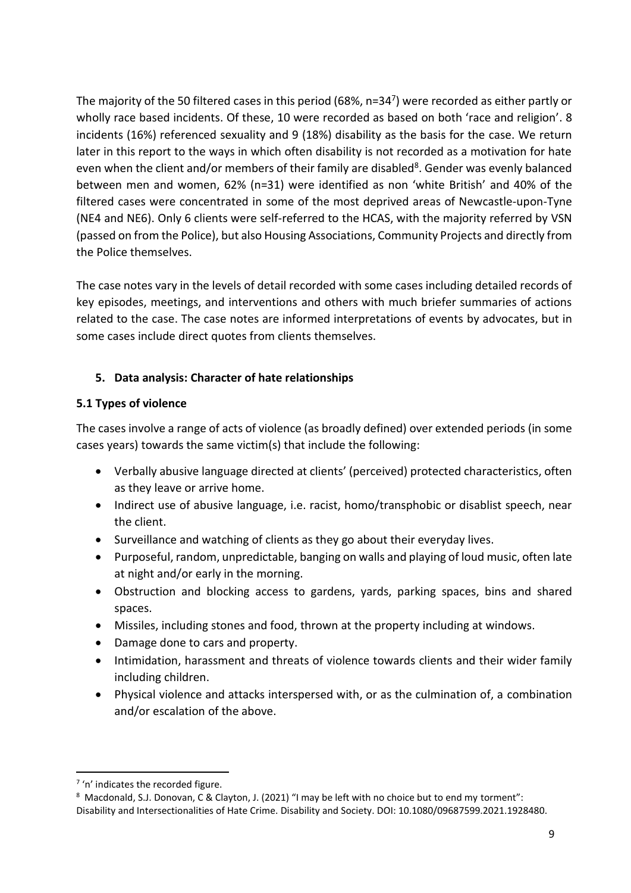The majority of the 50 filtered cases in this period (68%, n=34[7]) were recorded as either partly or wholly race based incidents. Of these, 10 were recorded as based on both 'race and religion'. 8 incidents (16%) referenced sexuality and 9 (18%) disability as the basis for the case. We return later in this report to the ways in which often disability is not recorded as a motivation for hate even when the client and/or members of their family are disabled[8]. Gender was evenly balanced between men and women, 62% (n=31) were identified as non 'white British' and 40% of the filtered cases were concentrated in some of the most deprived areas of Newcastle-upon-Tyne (NE4 and NE6). Only 6 clients were self-referred to the HCAS, with the majority referred by VSN (passed on from the Police), but also Housing Associations, Community Projects and directly from the Police themselves.

The case notes vary in the levels of detail recorded with some cases including detailed records of key episodes, meetings, and interventions and others with much briefer summaries of actions related to the case. The case notes are informed interpretations of events by advocates, but in some cases include direct quotes from clients themselves.

## 5. Data analysis: Character of hate relationships

### 5.1 Types of violence

The cases involve a range of acts of violence (as broadly defined) over extended periods (in some cases years) towards the same victim(s) that include the following:

- Verbally abusive language directed at clients' (perceived) protected characteristics, often as they leave or arrive home.
- Indirect use of abusive language, i.e. racist, homo/transphobic or disablist speech, near the client.
- Surveillance and watching of clients as they go about their everyday lives.
- Purposeful, random, unpredictable, banging on walls and playing of loud music, often late at night and/or early in the morning.
- Obstruction and blocking access to gardens, yards, parking spaces, bins and shared spaces.
- Missiles, including stones and food, thrown at the property including at windows.
- Damage done to cars and property.
- Intimidation, harassment and threats of violence towards clients and their wider family including children.
- Physical violence and attacks interspersed with, or as the culmination of, a combination and/or escalation of the above.

---

[7] 'n' indicates the recorded figure.

[8] Macdonald, S.J. Donovan, C & Clayton, J. (2021) "I may be left with no choice but to end my torment": Disability and Intersectionalities of Hate Crime. Disability and Society. DOI: 10.1080/09687599.2021.1928480.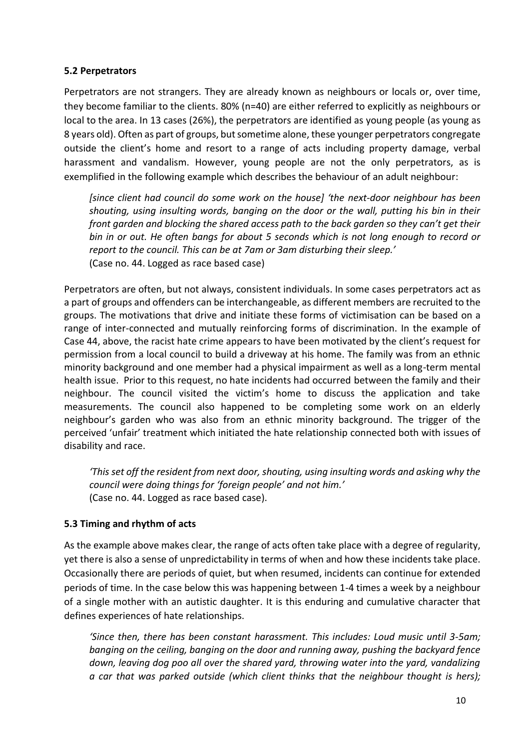### 5.2 Perpetrators

Perpetrators are not strangers. They are already known as neighbours or locals or, over time, they become familiar to the clients. 80% (n=40) are either referred to explicitly as neighbours or local to the area. In 13 cases (26%), the perpetrators are identified as young people (as young as 8 years old). Often as part of groups, but sometime alone, these younger perpetrators congregate outside the client's home and resort to a range of acts including property damage, verbal harassment and vandalism. However, young people are not the only perpetrators, as is exemplified in the following example which describes the behaviour of an adult neighbour:

> *[since client had council do some work on the house] 'the next-door neighbour has been shouting, using insulting words, banging on the door or the wall, putting his bin in their front garden and blocking the shared access path to the back garden so they can't get their bin in or out. He often bangs for about 5 seconds which is not long enough to record or report to the council. This can be at 7am or 3am disturbing their sleep.'*
> (Case no. 44. Logged as race based case)

Perpetrators are often, but not always, consistent individuals. In some cases perpetrators act as a part of groups and offenders can be interchangeable, as different members are recruited to the groups. The motivations that drive and initiate these forms of victimisation can be based on a range of inter-connected and mutually reinforcing forms of discrimination. In the example of Case 44, above, the racist hate crime appears to have been motivated by the client's request for permission from a local council to build a driveway at his home. The family was from an ethnic minority background and one member had a physical impairment as well as a long-term mental health issue. Prior to this request, no hate incidents had occurred between the family and their neighbour. The council visited the victim's home to discuss the application and take measurements. The council also happened to be completing some work on an elderly neighbour's garden who was also from an ethnic minority background. The trigger of the perceived 'unfair' treatment which initiated the hate relationship connected both with issues of disability and race.

> *'This set off the resident from next door, shouting, using insulting words and asking why the council were doing things for 'foreign people' and not him.'*
> (Case no. 44. Logged as race based case).

### 5.3 Timing and rhythm of acts

As the example above makes clear, the range of acts often take place with a degree of regularity, yet there is also a sense of unpredictability in terms of when and how these incidents take place. Occasionally there are periods of quiet, but when resumed, incidents can continue for extended periods of time. In the case below this was happening between 1-4 times a week by a neighbour of a single mother with an autistic daughter. It is this enduring and cumulative character that defines experiences of hate relationships.

> *'Since then, there has been constant harassment. This includes: Loud music until 3-5am; banging on the ceiling, banging on the door and running away, pushing the backyard fence down, leaving dog poo all over the shared yard, throwing water into the yard, vandalizing a car that was parked outside (which client thinks that the neighbour thought is hers);*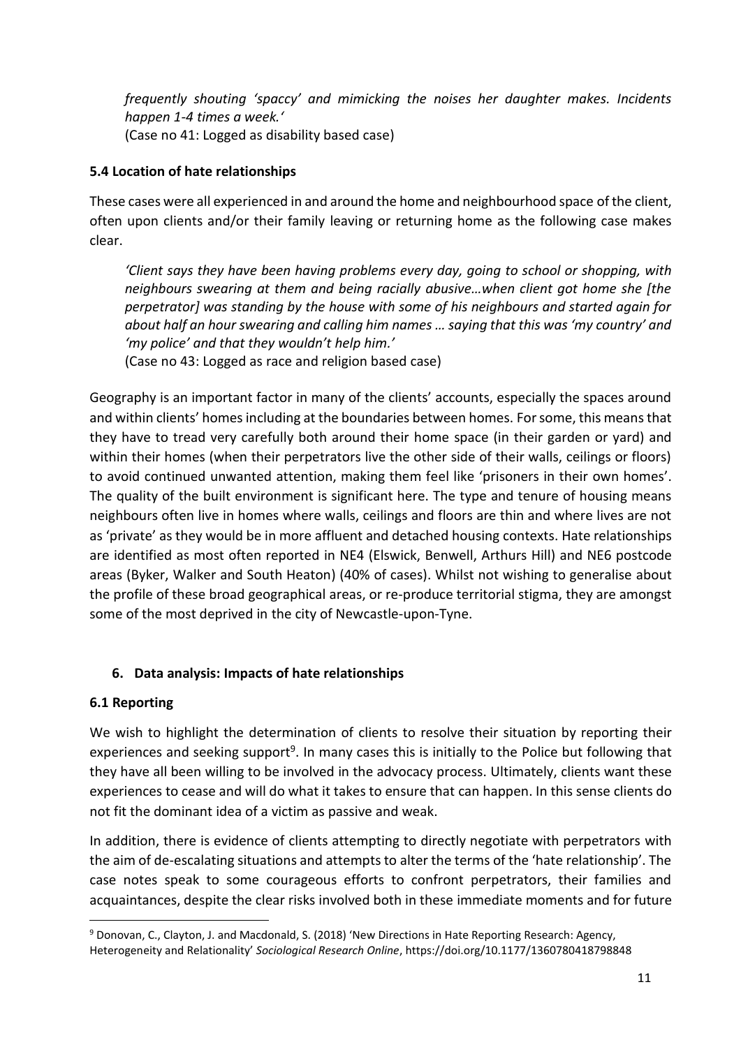*frequently shouting 'spaccy' and mimicking the noises her daughter makes. Incidents happen 1-4 times a week.'*
(Case no 41: Logged as disability based case)

### 5.4 Location of hate relationships

These cases were all experienced in and around the home and neighbourhood space of the client, often upon clients and/or their family leaving or returning home as the following case makes clear.

*'Client says they have been having problems every day, going to school or shopping, with neighbours swearing at them and being racially abusive…when client got home she [the perpetrator] was standing by the house with some of his neighbours and started again for about half an hour swearing and calling him names … saying that this was 'my country' and 'my police' and that they wouldn't help him.'*
(Case no 43: Logged as race and religion based case)

Geography is an important factor in many of the clients' accounts, especially the spaces around and within clients' homes including at the boundaries between homes. For some, this means that they have to tread very carefully both around their home space (in their garden or yard) and within their homes (when their perpetrators live the other side of their walls, ceilings or floors) to avoid continued unwanted attention, making them feel like 'prisoners in their own homes'. The quality of the built environment is significant here. The type and tenure of housing means neighbours often live in homes where walls, ceilings and floors are thin and where lives are not as 'private' as they would be in more affluent and detached housing contexts. Hate relationships are identified as most often reported in NE4 (Elswick, Benwell, Arthurs Hill) and NE6 postcode areas (Byker, Walker and South Heaton) (40% of cases). Whilst not wishing to generalise about the profile of these broad geographical areas, or re-produce territorial stigma, they are amongst some of the most deprived in the city of Newcastle-upon-Tyne.

## 6. Data analysis: Impacts of hate relationships

### 6.1 Reporting

We wish to highlight the determination of clients to resolve their situation by reporting their experiences and seeking support[9]. In many cases this is initially to the Police but following that they have all been willing to be involved in the advocacy process. Ultimately, clients want these experiences to cease and will do what it takes to ensure that can happen. In this sense clients do not fit the dominant idea of a victim as passive and weak.

In addition, there is evidence of clients attempting to directly negotiate with perpetrators with the aim of de-escalating situations and attempts to alter the terms of the 'hate relationship'. The case notes speak to some courageous efforts to confront perpetrators, their families and acquaintances, despite the clear risks involved both in these immediate moments and for future

---

[9] Donovan, C., Clayton, J. and Macdonald, S. (2018) 'New Directions in Hate Reporting Research: Agency, Heterogeneity and Relationality' *Sociological Research Online*, https://doi.org/10.1177/1360780418798848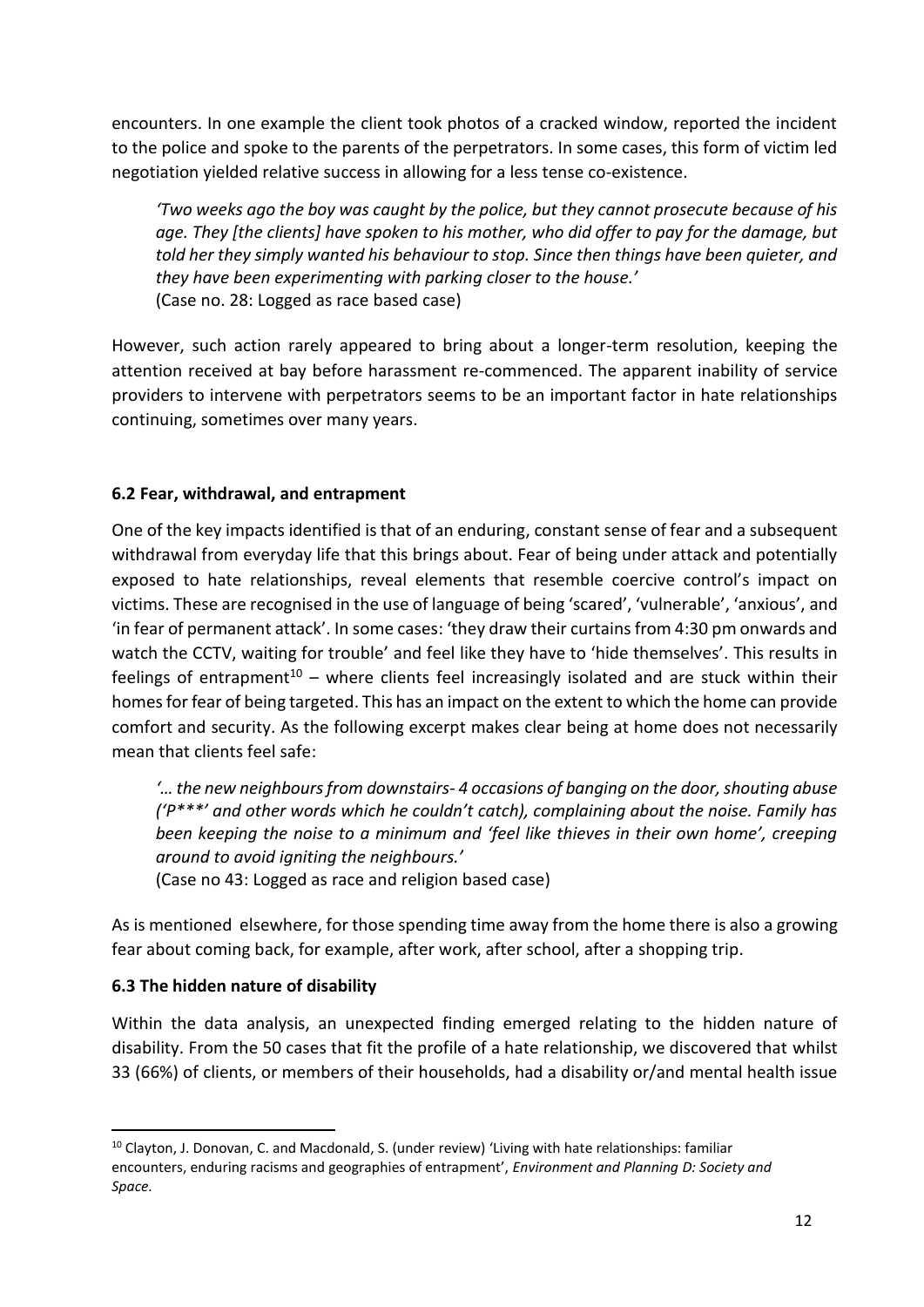encounters. In one example the client took photos of a cracked window, reported the incident to the police and spoke to the parents of the perpetrators. In some cases, this form of victim led negotiation yielded relative success in allowing for a less tense co-existence.

> *'Two weeks ago the boy was caught by the police, but they cannot prosecute because of his age. They [the clients] have spoken to his mother, who did offer to pay for the damage, but told her they simply wanted his behaviour to stop. Since then things have been quieter, and they have been experimenting with parking closer to the house.'*
> (Case no. 28: Logged as race based case)

However, such action rarely appeared to bring about a longer-term resolution, keeping the attention received at bay before harassment re-commenced. The apparent inability of service providers to intervene with perpetrators seems to be an important factor in hate relationships continuing, sometimes over many years.

### 6.2 Fear, withdrawal, and entrapment

One of the key impacts identified is that of an enduring, constant sense of fear and a subsequent withdrawal from everyday life that this brings about. Fear of being under attack and potentially exposed to hate relationships, reveal elements that resemble coercive control's impact on victims. These are recognised in the use of language of being 'scared', 'vulnerable', 'anxious', and 'in fear of permanent attack'. In some cases: 'they draw their curtains from 4:30 pm onwards and watch the CCTV, waiting for trouble' and feel like they have to 'hide themselves'. This results in feelings of entrapment[10] – where clients feel increasingly isolated and are stuck within their homes for fear of being targeted. This has an impact on the extent to which the home can provide comfort and security. As the following excerpt makes clear being at home does not necessarily mean that clients feel safe:

> *'… the new neighbours from downstairs- 4 occasions of banging on the door, shouting abuse ('P***' and other words which he couldn't catch), complaining about the noise. Family has been keeping the noise to a minimum and 'feel like thieves in their own home', creeping around to avoid igniting the neighbours.'*
> (Case no 43: Logged as race and religion based case)

As is mentioned elsewhere, for those spending time away from the home there is also a growing fear about coming back, for example, after work, after school, after a shopping trip.

### 6.3 The hidden nature of disability

Within the data analysis, an unexpected finding emerged relating to the hidden nature of disability. From the 50 cases that fit the profile of a hate relationship, we discovered that whilst 33 (66%) of clients, or members of their households, had a disability or/and mental health issue

---

[10] Clayton, J. Donovan, C. and Macdonald, S. (under review) 'Living with hate relationships: familiar encounters, enduring racisms and geographies of entrapment', *Environment and Planning D: Society and Space.*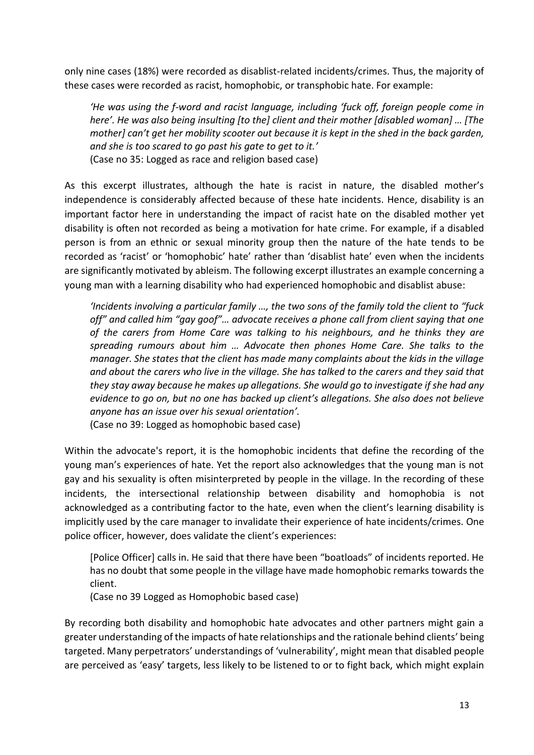only nine cases (18%) were recorded as disablist-related incidents/crimes. Thus, the majority of these cases were recorded as racist, homophobic, or transphobic hate. For example:

> *'He was using the f-word and racist language, including 'fuck off, foreign people come in here'. He was also being insulting [to the] client and their mother [disabled woman] … [The mother] can't get her mobility scooter out because it is kept in the shed in the back garden, and she is too scared to go past his gate to get to it.'*
> (Case no 35: Logged as race and religion based case)

As this excerpt illustrates, although the hate is racist in nature, the disabled mother's independence is considerably affected because of these hate incidents. Hence, disability is an important factor here in understanding the impact of racist hate on the disabled mother yet disability is often not recorded as being a motivation for hate crime. For example, if a disabled person is from an ethnic or sexual minority group then the nature of the hate tends to be recorded as 'racist' or 'homophobic' hate' rather than 'disablist hate' even when the incidents are significantly motivated by ableism. The following excerpt illustrates an example concerning a young man with a learning disability who had experienced homophobic and disablist abuse:

> *'Incidents involving a particular family …, the two sons of the family told the client to "fuck off" and called him "gay goof"… advocate receives a phone call from client saying that one of the carers from Home Care was talking to his neighbours, and he thinks they are spreading rumours about him … Advocate then phones Home Care. She talks to the manager. She states that the client has made many complaints about the kids in the village and about the carers who live in the village. She has talked to the carers and they said that they stay away because he makes up allegations. She would go to investigate if she had any evidence to go on, but no one has backed up client's allegations. She also does not believe anyone has an issue over his sexual orientation'.*
> (Case no 39: Logged as homophobic based case)

Within the advocate's report, it is the homophobic incidents that define the recording of the young man's experiences of hate. Yet the report also acknowledges that the young man is not gay and his sexuality is often misinterpreted by people in the village. In the recording of these incidents, the intersectional relationship between disability and homophobia is not acknowledged as a contributing factor to the hate, even when the client's learning disability is implicitly used by the care manager to invalidate their experience of hate incidents/crimes. One police officer, however, does validate the client's experiences:

> [Police Officer] calls in. He said that there have been "boatloads" of incidents reported. He has no doubt that some people in the village have made homophobic remarks towards the client.
> (Case no 39 Logged as Homophobic based case)

By recording both disability and homophobic hate advocates and other partners might gain a greater understanding of the impacts of hate relationships and the rationale behind clients' being targeted. Many perpetrators' understandings of 'vulnerability', might mean that disabled people are perceived as 'easy' targets, less likely to be listened to or to fight back, which might explain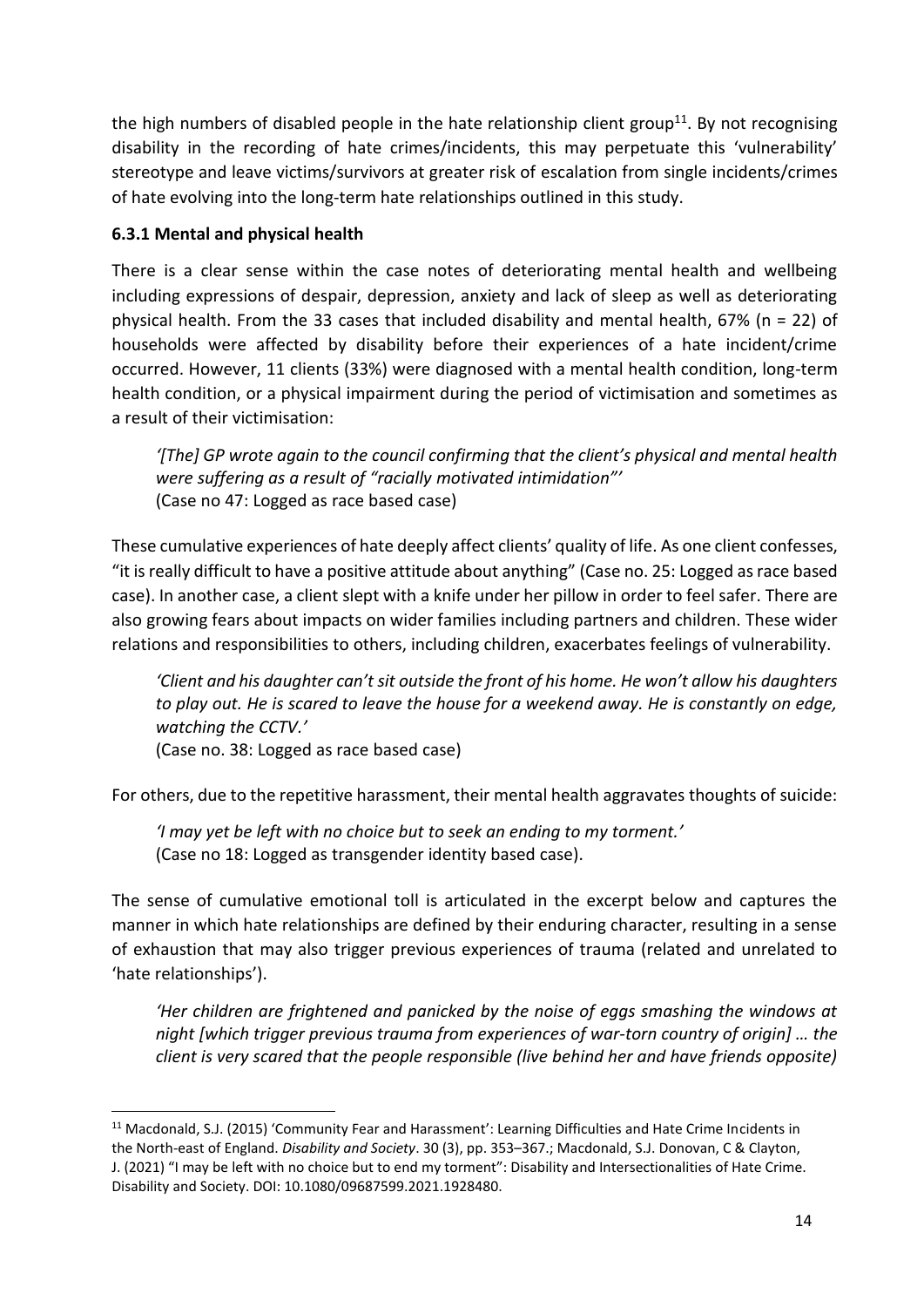the high numbers of disabled people in the hate relationship client group[11]. By not recognising disability in the recording of hate crimes/incidents, this may perpetuate this 'vulnerability' stereotype and leave victims/survivors at greater risk of escalation from single incidents/crimes of hate evolving into the long-term hate relationships outlined in this study.

### 6.3.1 Mental and physical health

There is a clear sense within the case notes of deteriorating mental health and wellbeing including expressions of despair, depression, anxiety and lack of sleep as well as deteriorating physical health. From the 33 cases that included disability and mental health, 67% (n = 22) of households were affected by disability before their experiences of a hate incident/crime occurred. However, 11 clients (33%) were diagnosed with a mental health condition, long-term health condition, or a physical impairment during the period of victimisation and sometimes as a result of their victimisation:

> *'[The] GP wrote again to the council confirming that the client's physical and mental health were suffering as a result of "racially motivated intimidation"'*
> (Case no 47: Logged as race based case)

These cumulative experiences of hate deeply affect clients' quality of life. As one client confesses, "it is really difficult to have a positive attitude about anything" (Case no. 25: Logged as race based case). In another case, a client slept with a knife under her pillow in order to feel safer. There are also growing fears about impacts on wider families including partners and children. These wider relations and responsibilities to others, including children, exacerbates feelings of vulnerability.

> *'Client and his daughter can't sit outside the front of his home. He won't allow his daughters to play out. He is scared to leave the house for a weekend away. He is constantly on edge, watching the CCTV.'*
> (Case no. 38: Logged as race based case)

For others, due to the repetitive harassment, their mental health aggravates thoughts of suicide:

> *'I may yet be left with no choice but to seek an ending to my torment.'*
> (Case no 18: Logged as transgender identity based case).

The sense of cumulative emotional toll is articulated in the excerpt below and captures the manner in which hate relationships are defined by their enduring character, resulting in a sense of exhaustion that may also trigger previous experiences of trauma (related and unrelated to 'hate relationships').

> *'Her children are frightened and panicked by the noise of eggs smashing the windows at night [which trigger previous trauma from experiences of war-torn country of origin] … the client is very scared that the people responsible (live behind her and have friends opposite)*

---

[11] Macdonald, S.J. (2015) 'Community Fear and Harassment': Learning Difficulties and Hate Crime Incidents in the North-east of England. *Disability and Society*. 30 (3), pp. 353–367.; Macdonald, S.J. Donovan, C & Clayton, J. (2021) "I may be left with no choice but to end my torment": Disability and Intersectionalities of Hate Crime. Disability and Society. DOI: 10.1080/09687599.2021.1928480.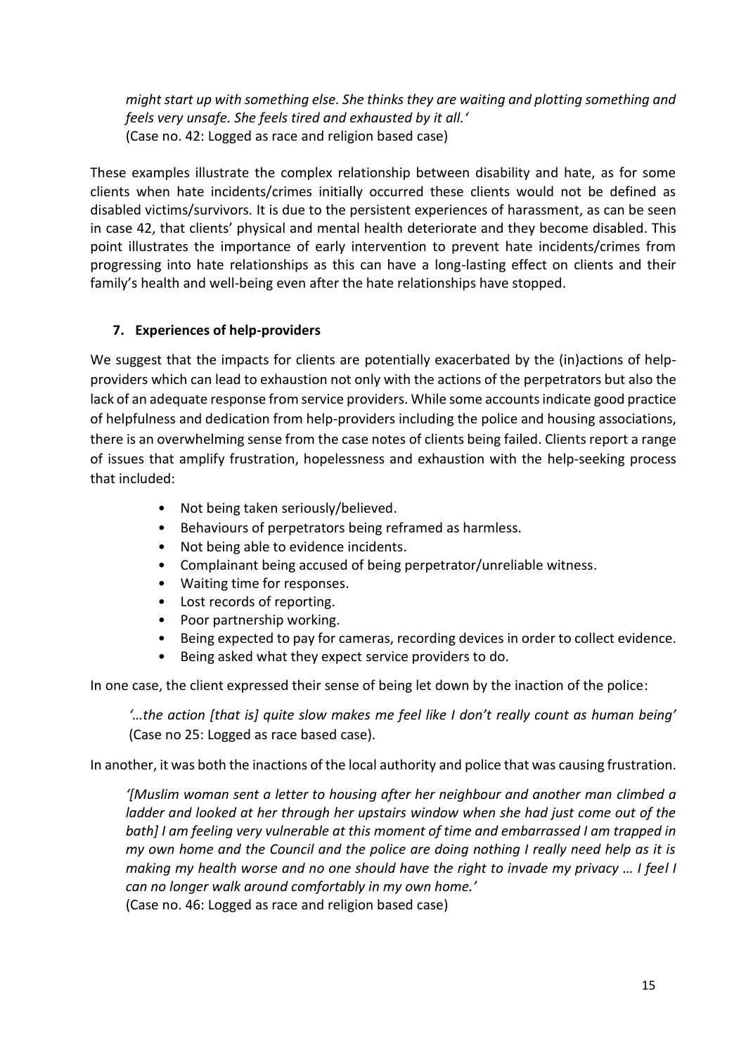*might start up with something else. She thinks they are waiting and plotting something and feels very unsafe. She feels tired and exhausted by it all.'*
(Case no. 42: Logged as race and religion based case)

These examples illustrate the complex relationship between disability and hate, as for some clients when hate incidents/crimes initially occurred these clients would not be defined as disabled victims/survivors. It is due to the persistent experiences of harassment, as can be seen in case 42, that clients' physical and mental health deteriorate and they become disabled. This point illustrates the importance of early intervention to prevent hate incidents/crimes from progressing into hate relationships as this can have a long-lasting effect on clients and their family's health and well-being even after the hate relationships have stopped.

## 7. Experiences of help-providers

We suggest that the impacts for clients are potentially exacerbated by the (in)actions of help-providers which can lead to exhaustion not only with the actions of the perpetrators but also the lack of an adequate response from service providers. While some accounts indicate good practice of helpfulness and dedication from help-providers including the police and housing associations, there is an overwhelming sense from the case notes of clients being failed. Clients report a range of issues that amplify frustration, hopelessness and exhaustion with the help-seeking process that included:

- Not being taken seriously/believed.
- Behaviours of perpetrators being reframed as harmless.
- Not being able to evidence incidents.
- Complainant being accused of being perpetrator/unreliable witness.
- Waiting time for responses.
- Lost records of reporting.
- Poor partnership working.
- Being expected to pay for cameras, recording devices in order to collect evidence.
- Being asked what they expect service providers to do.

In one case, the client expressed their sense of being let down by the inaction of the police:

> *'…the action [that is] quite slow makes me feel like I don't really count as human being'* (Case no 25: Logged as race based case).

In another, it was both the inactions of the local authority and police that was causing frustration.

> *'[Muslim woman sent a letter to housing after her neighbour and another man climbed a ladder and looked at her through her upstairs window when she had just come out of the bath] I am feeling very vulnerable at this moment of time and embarrassed I am trapped in my own home and the Council and the police are doing nothing I really need help as it is making my health worse and no one should have the right to invade my privacy … I feel I can no longer walk around comfortably in my own home.'*
> (Case no. 46: Logged as race and religion based case)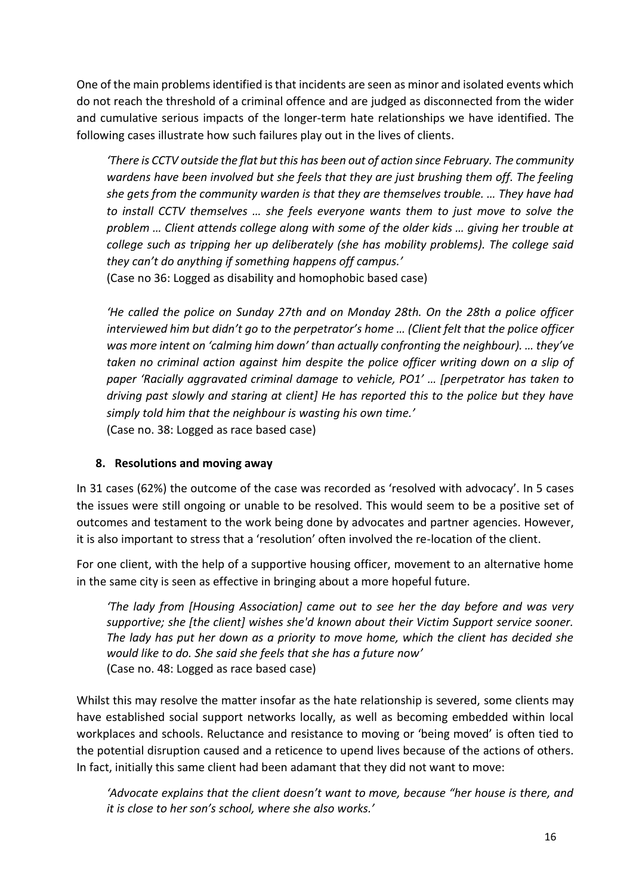One of the main problems identified is that incidents are seen as minor and isolated events which do not reach the threshold of a criminal offence and are judged as disconnected from the wider and cumulative serious impacts of the longer-term hate relationships we have identified. The following cases illustrate how such failures play out in the lives of clients.

> *'There is CCTV outside the flat but this has been out of action since February. The community wardens have been involved but she feels that they are just brushing them off. The feeling she gets from the community warden is that they are themselves trouble. … They have had to install CCTV themselves … she feels everyone wants them to just move to solve the problem … Client attends college along with some of the older kids … giving her trouble at college such as tripping her up deliberately (she has mobility problems). The college said they can't do anything if something happens off campus.'*
> (Case no 36: Logged as disability and homophobic based case)

> *'He called the police on Sunday 27th and on Monday 28th. On the 28th a police officer interviewed him but didn't go to the perpetrator's home … (Client felt that the police officer was more intent on 'calming him down' than actually confronting the neighbour). … they've taken no criminal action against him despite the police officer writing down on a slip of paper 'Racially aggravated criminal damage to vehicle, PO1' … [perpetrator has taken to driving past slowly and staring at client] He has reported this to the police but they have simply told him that the neighbour is wasting his own time.'*
> (Case no. 38: Logged as race based case)

## 8. Resolutions and moving away

In 31 cases (62%) the outcome of the case was recorded as 'resolved with advocacy'. In 5 cases the issues were still ongoing or unable to be resolved. This would seem to be a positive set of outcomes and testament to the work being done by advocates and partner agencies. However, it is also important to stress that a 'resolution' often involved the re-location of the client.

For one client, with the help of a supportive housing officer, movement to an alternative home in the same city is seen as effective in bringing about a more hopeful future.

> *'The lady from [Housing Association] came out to see her the day before and was very supportive; she [the client] wishes she'd known about their Victim Support service sooner. The lady has put her down as a priority to move home, which the client has decided she would like to do. She said she feels that she has a future now'*
> (Case no. 48: Logged as race based case)

Whilst this may resolve the matter insofar as the hate relationship is severed, some clients may have established social support networks locally, as well as becoming embedded within local workplaces and schools. Reluctance and resistance to moving or 'being moved' is often tied to the potential disruption caused and a reticence to upend lives because of the actions of others. In fact, initially this same client had been adamant that they did not want to move:

> *'Advocate explains that the client doesn't want to move, because "her house is there, and it is close to her son's school, where she also works.'*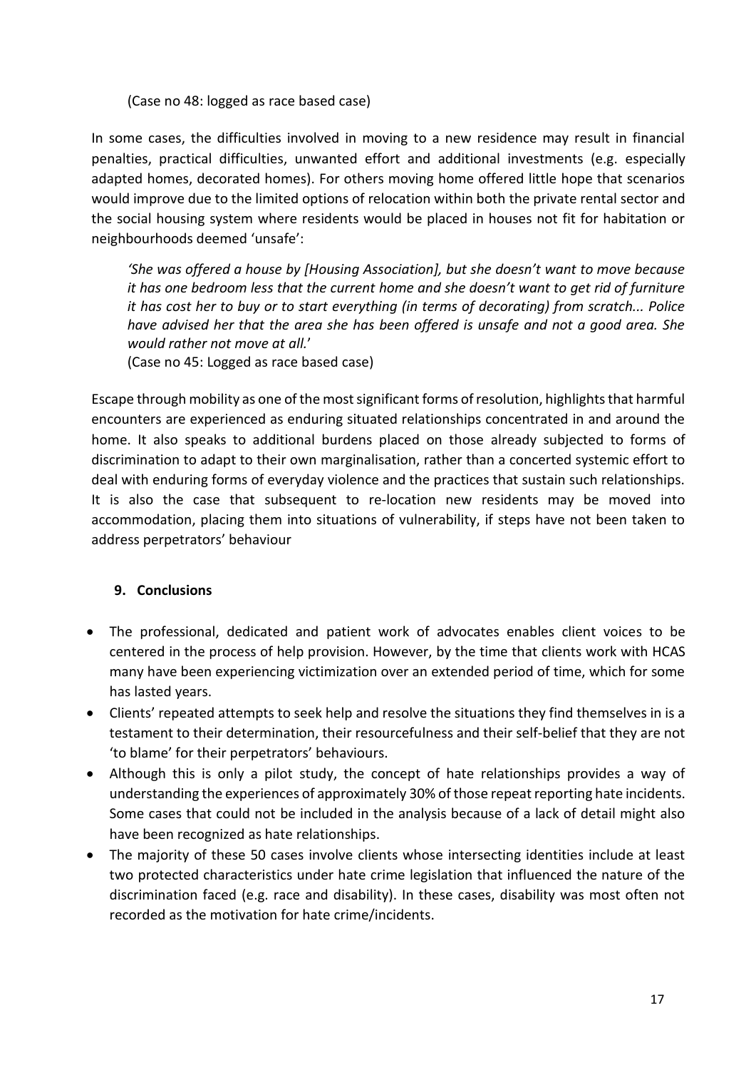(Case no 48: logged as race based case)

In some cases, the difficulties involved in moving to a new residence may result in financial penalties, practical difficulties, unwanted effort and additional investments (e.g. especially adapted homes, decorated homes). For others moving home offered little hope that scenarios would improve due to the limited options of relocation within both the private rental sector and the social housing system where residents would be placed in houses not fit for habitation or neighbourhoods deemed 'unsafe':

> *'She was offered a house by [Housing Association], but she doesn't want to move because it has one bedroom less that the current home and she doesn't want to get rid of furniture it has cost her to buy or to start everything (in terms of decorating) from scratch... Police have advised her that the area she has been offered is unsafe and not a good area. She would rather not move at all.'*
> (Case no 45: Logged as race based case)

Escape through mobility as one of the most significant forms of resolution, highlights that harmful encounters are experienced as enduring situated relationships concentrated in and around the home. It also speaks to additional burdens placed on those already subjected to forms of discrimination to adapt to their own marginalisation, rather than a concerted systemic effort to deal with enduring forms of everyday violence and the practices that sustain such relationships. It is also the case that subsequent to re-location new residents may be moved into accommodation, placing them into situations of vulnerability, if steps have not been taken to address perpetrators' behaviour

## 9. Conclusions

- The professional, dedicated and patient work of advocates enables client voices to be centered in the process of help provision. However, by the time that clients work with HCAS many have been experiencing victimization over an extended period of time, which for some has lasted years.
- Clients' repeated attempts to seek help and resolve the situations they find themselves in is a testament to their determination, their resourcefulness and their self-belief that they are not 'to blame' for their perpetrators' behaviours.
- Although this is only a pilot study, the concept of hate relationships provides a way of understanding the experiences of approximately 30% of those repeat reporting hate incidents. Some cases that could not be included in the analysis because of a lack of detail might also have been recognized as hate relationships.
- The majority of these 50 cases involve clients whose intersecting identities include at least two protected characteristics under hate crime legislation that influenced the nature of the discrimination faced (e.g. race and disability). In these cases, disability was most often not recorded as the motivation for hate crime/incidents.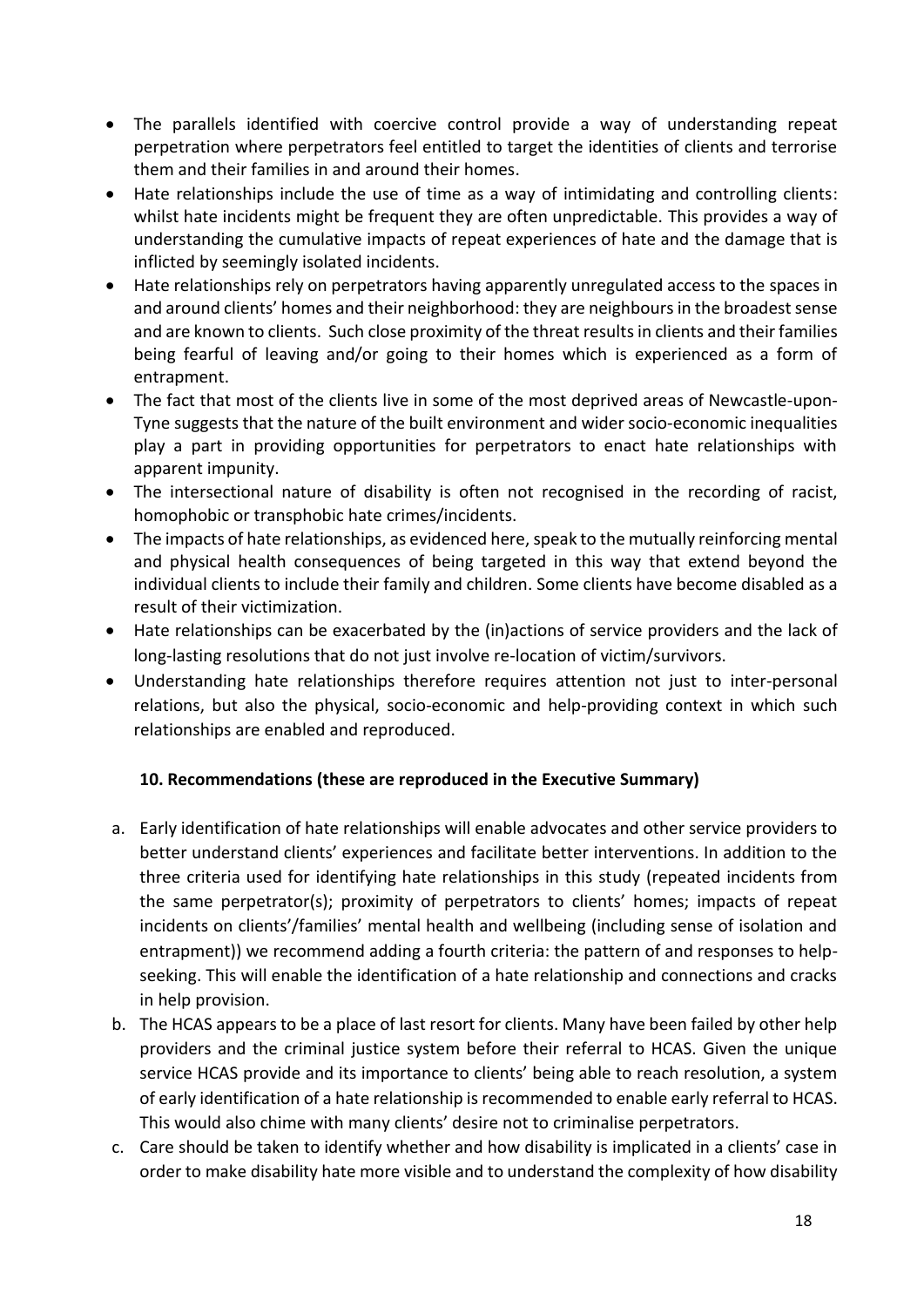- The parallels identified with coercive control provide a way of understanding repeat perpetration where perpetrators feel entitled to target the identities of clients and terrorise them and their families in and around their homes.
- Hate relationships include the use of time as a way of intimidating and controlling clients: whilst hate incidents might be frequent they are often unpredictable. This provides a way of understanding the cumulative impacts of repeat experiences of hate and the damage that is inflicted by seemingly isolated incidents.
- Hate relationships rely on perpetrators having apparently unregulated access to the spaces in and around clients' homes and their neighborhood: they are neighbours in the broadest sense and are known to clients. Such close proximity of the threat results in clients and their families being fearful of leaving and/or going to their homes which is experienced as a form of entrapment.
- The fact that most of the clients live in some of the most deprived areas of Newcastle-upon-Tyne suggests that the nature of the built environment and wider socio-economic inequalities play a part in providing opportunities for perpetrators to enact hate relationships with apparent impunity.
- The intersectional nature of disability is often not recognised in the recording of racist, homophobic or transphobic hate crimes/incidents.
- The impacts of hate relationships, as evidenced here, speak to the mutually reinforcing mental and physical health consequences of being targeted in this way that extend beyond the individual clients to include their family and children. Some clients have become disabled as a result of their victimization.
- Hate relationships can be exacerbated by the (in)actions of service providers and the lack of long-lasting resolutions that do not just involve re-location of victim/survivors.
- Understanding hate relationships therefore requires attention not just to inter-personal relations, but also the physical, socio-economic and help-providing context in which such relationships are enabled and reproduced.

### 10. Recommendations (these are reproduced in the Executive Summary)

a. Early identification of hate relationships will enable advocates and other service providers to better understand clients' experiences and facilitate better interventions. In addition to the three criteria used for identifying hate relationships in this study (repeated incidents from the same perpetrator(s); proximity of perpetrators to clients' homes; impacts of repeat incidents on clients'/families' mental health and wellbeing (including sense of isolation and entrapment)) we recommend adding a fourth criteria: the pattern of and responses to help-seeking. This will enable the identification of a hate relationship and connections and cracks in help provision.

b. The HCAS appears to be a place of last resort for clients. Many have been failed by other help providers and the criminal justice system before their referral to HCAS. Given the unique service HCAS provide and its importance to clients' being able to reach resolution, a system of early identification of a hate relationship is recommended to enable early referral to HCAS. This would also chime with many clients' desire not to criminalise perpetrators.

c. Care should be taken to identify whether and how disability is implicated in a clients' case in order to make disability hate more visible and to understand the complexity of how disability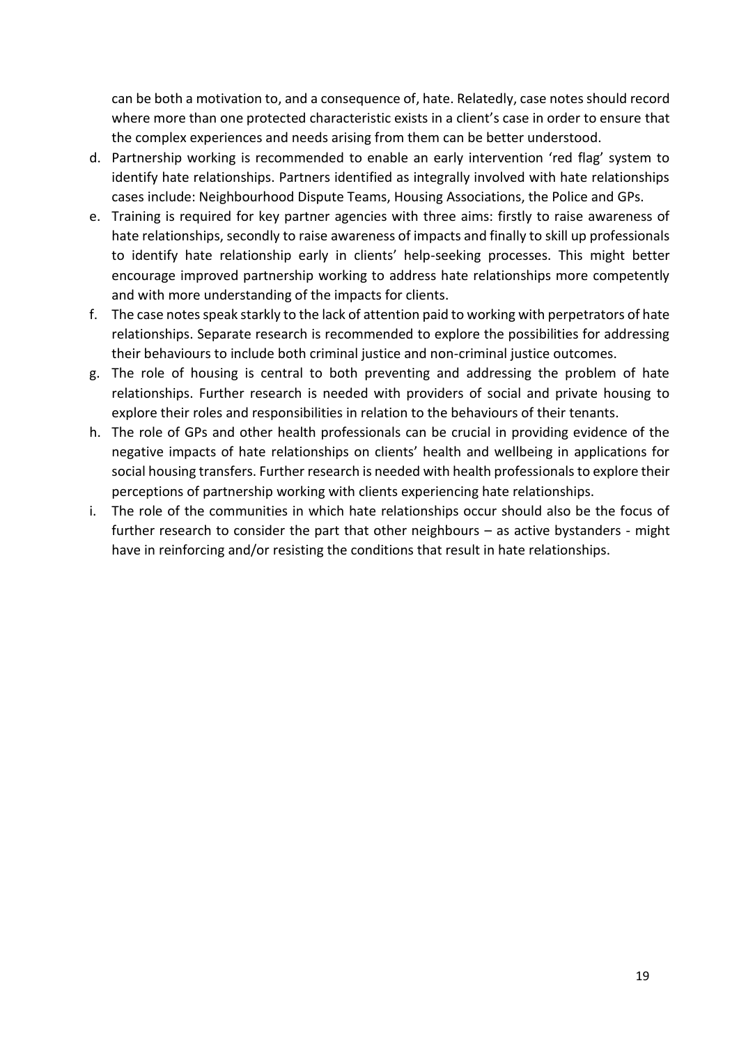can be both a motivation to, and a consequence of, hate. Relatedly, case notes should record where more than one protected characteristic exists in a client's case in order to ensure that the complex experiences and needs arising from them can be better understood.

d. Partnership working is recommended to enable an early intervention 'red flag' system to identify hate relationships. Partners identified as integrally involved with hate relationships cases include: Neighbourhood Dispute Teams, Housing Associations, the Police and GPs.
e. Training is required for key partner agencies with three aims: firstly to raise awareness of hate relationships, secondly to raise awareness of impacts and finally to skill up professionals to identify hate relationship early in clients' help-seeking processes. This might better encourage improved partnership working to address hate relationships more competently and with more understanding of the impacts for clients.
f. The case notes speak starkly to the lack of attention paid to working with perpetrators of hate relationships. Separate research is recommended to explore the possibilities for addressing their behaviours to include both criminal justice and non-criminal justice outcomes.
g. The role of housing is central to both preventing and addressing the problem of hate relationships. Further research is needed with providers of social and private housing to explore their roles and responsibilities in relation to the behaviours of their tenants.
h. The role of GPs and other health professionals can be crucial in providing evidence of the negative impacts of hate relationships on clients' health and wellbeing in applications for social housing transfers. Further research is needed with health professionals to explore their perceptions of partnership working with clients experiencing hate relationships.
i. The role of the communities in which hate relationships occur should also be the focus of further research to consider the part that other neighbours – as active bystanders - might have in reinforcing and/or resisting the conditions that result in hate relationships.